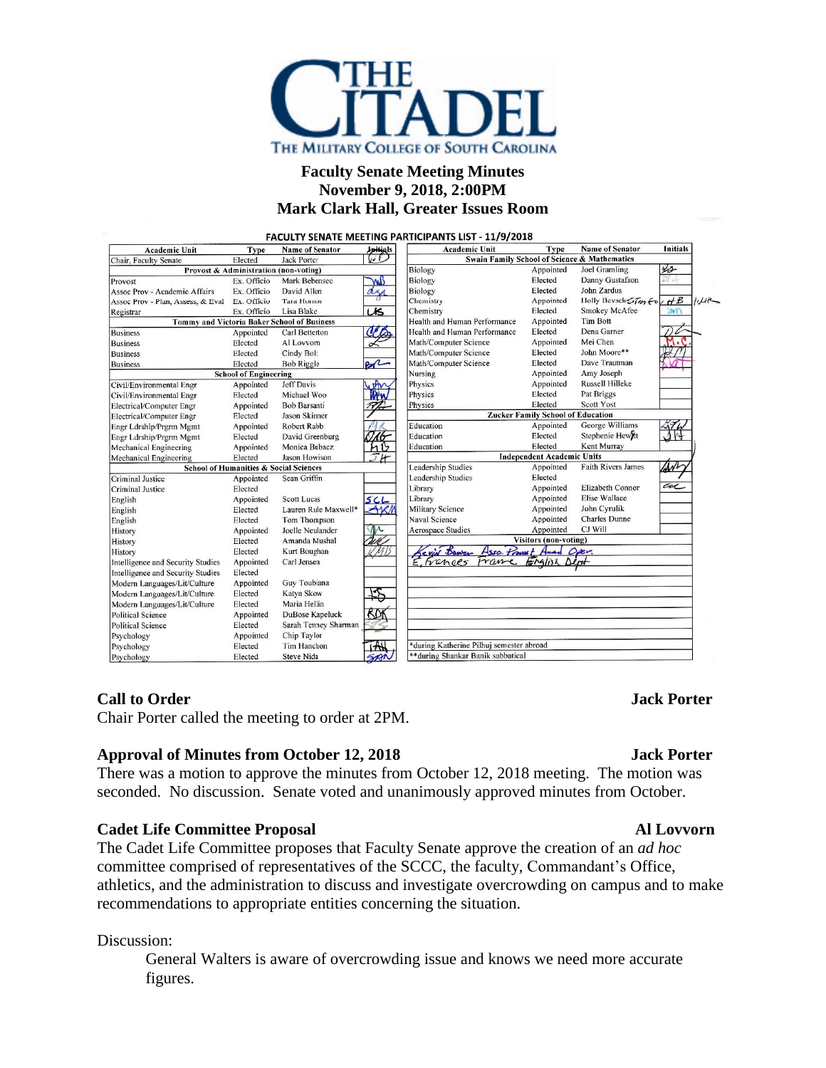# THE CITADEL

THE MILITARY COLLEGE OF SOUTH CAROLINA

## Faculty Senate Meeting Minutes
## November 9, 2018, 2:00PM
## Mark Clark Hall, Greater Issues Room

**FACULTY SENATE MEETING PARTICIPANTS LIST - 11/9/2018**

| Academic Unit | Type | Name of Senator | Initials |
|---|---|---|---|
| Chair, Faculty Senate | Elected | Jack Porter | JP |
| **Provost & Administration (non-voting)** | | | |
| Provost | Ex. Officio | Mark Bebensee | MB |
| Assoc Prov - Academic Affairs | Ex. Officio | David Allen | DA |
| Assoc Prov - Plan, Assess, & Eval | Ex. Officio | Tara Hornor | |
| Registrar | Ex. Officio | Lisa Blake | LB |
| **Tommy and Victoria Baker School of Business** | | | |
| Business | Appointed | Carl Betterton | CB |
| Business | Elected | Al Lovvorn | AL |
| Business | Elected | Cindy Bolt | |
| Business | Elected | Bob Riggle | BR |
| **School of Engineering** | | | |
| Civil/Environmental Engr | Appointed | Jeff Davis | JD |
| Civil/Environmental Engr | Elected | Michael Woo | MW |
| Electrical/Computer Engr | Appointed | Bob Barsanti | RB |
| Electrical/Computer Engr | Elected | Jason Skinner | |
| Engr Ldrship/Prgrm Mgmt | Appointed | Robert Rabb | RR |
| Engr Ldrship/Prgrm Mgmt | Elected | David Greenburg | DG |
| Mechanical Engineering | Appointed | Monica Bubacz | MB |
| Mechanical Engineering | Elected | Jason Howison | JH |
| **School of Humanities & Social Sciences** | | | |
| Criminal Justice | Appointed | Sean Griffin | |
| Criminal Justice | Elected | | |
| English | Appointed | Scott Lucas | SCL |
| English | Elected | Lauren Rule Maxwell* | LRM |
| English | Elected | Tom Thompson | |
| History | Appointed | Joelle Neulander | JN |
| History | Elected | Amanda Mushal | AM |
| History | Elected | Kurt Boughan | KMB |
| Intelligence and Security Studies | Appointed | Carl Jensen | |
| Intelligence and Security Studies | Elected | | |
| Modern Languages/Lit/Culture | Appointed | Guy Toubiana | |
| Modern Languages/Lit/Culture | Elected | Katya Skow | KS |
| Modern Languages/Lit/Culture | Elected | Maria Hellin | |
| Political Science | Appointed | DuBose Kapeluck | BDK |
| Political Science | Elected | Sarah Tenney Sharman | STS |
| Psychology | Appointed | Chip Taylor | |
| Psychology | Elected | Tim Hanchon | TAH |
| Psychology | Elected | Steve Nida | SAN |

| Academic Unit | Type | Name of Senator | Initials |
|---|---|---|---|
| **Swain Family School of Science & Mathematics** | | | |
| Biology | Appointed | Joel Gramling | JG |
| Biology | Elected | Danny Gustafson | DG |
| Biology | Elected | John Zardus | |
| Chemistry | Appointed | Holly Bevsek / Tim Ford | HB / TWR |
| Chemistry | Elected | Smokey McAfee | SM |
| Health and Human Performance | Appointed | Tim Bott | |
| Health and Human Performance | Elected | Dena Garner | DG |
| Math/Computer Science | Appointed | Mei Chen | M.C. |
| Math/Computer Science | Elected | John Moore** | JM |
| Math/Computer Science | Elected | Dave Trautman | DWT |
| Nursing | Appointed | Amy Joseph | |
| Physics | Appointed | Russell Hilleke | |
| Physics | Elected | Pat Briggs | |
| Physics | Elected | Scott Yost | |
| **Zucker Family School of Education** | | | |
| Education | Appointed | George Williams | GTW |
| Education | Elected | Stephenie Hewitt | SH |
| Education | Elected | Kent Murray | |
| **Independent Academic Units** | | | |
| Leadership Studies | Appointed | Faith Rivers James | FRJ |
| Leadership Studies | Elected | | |
| Library | Appointed | Elizabeth Connor | EC |
| Library | Appointed | Elise Wallace | |
| Military Science | Appointed | John Cyrulik | |
| Naval Science | Appointed | Charles Dunne | |
| Aerospace Studies | Appointed | CJ Will | |
| **Visitors (non-voting)** | | | |
| Kevin Bower Asso. Provost Acad Oper. | | | |
| E. Frances Frame English Dept | | | |

*during Katherine Pilhuj semester abroad
**during Shankar Banik sabbatical

### Call to Order — Jack Porter

Chair Porter called the meeting to order at 2PM.

### Approval of Minutes from October 12, 2018 — Jack Porter

There was a motion to approve the minutes from October 12, 2018 meeting. The motion was seconded. No discussion. Senate voted and unanimously approved minutes from October.

### Cadet Life Committee Proposal — Al Lovvorn

The Cadet Life Committee proposes that Faculty Senate approve the creation of an *ad hoc* committee comprised of representatives of the SCCC, the faculty, Commandant's Office, athletics, and the administration to discuss and investigate overcrowding on campus and to make recommendations to appropriate entities concerning the situation.

Discussion:

General Walters is aware of overcrowding issue and knows we need more accurate figures.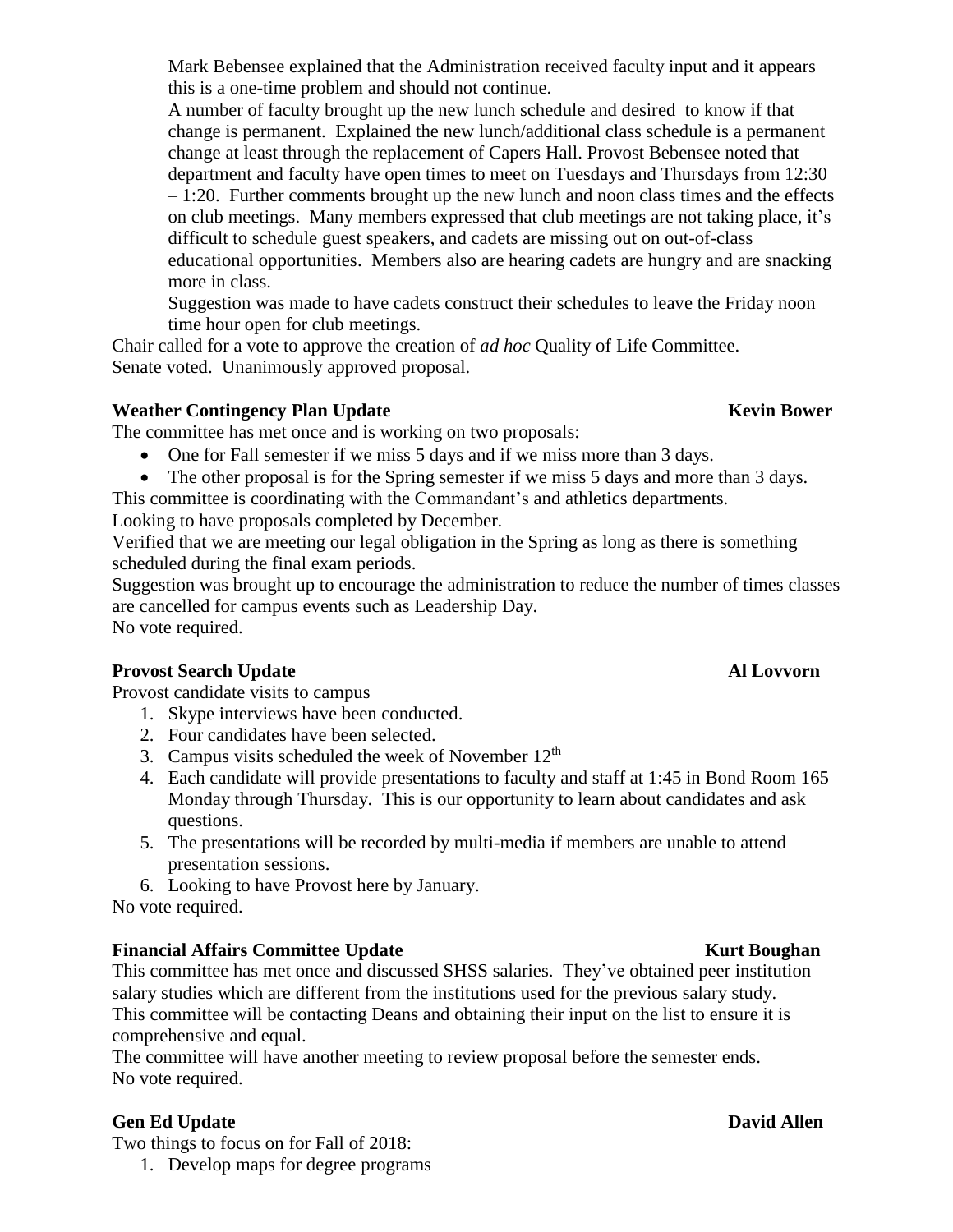Mark Bebensee explained that the Administration received faculty input and it appears this is a one-time problem and should not continue.

A number of faculty brought up the new lunch schedule and desired to know if that change is permanent. Explained the new lunch/additional class schedule is a permanent change at least through the replacement of Capers Hall. Provost Bebensee noted that department and faculty have open times to meet on Tuesdays and Thursdays from 12:30 – 1:20. Further comments brought up the new lunch and noon class times and the effects on club meetings. Many members expressed that club meetings are not taking place, it's difficult to schedule guest speakers, and cadets are missing out on out-of-class educational opportunities. Members also are hearing cadets are hungry and are snacking more in class.

Suggestion was made to have cadets construct their schedules to leave the Friday noon time hour open for club meetings.

Chair called for a vote to approve the creation of *ad hoc* Quality of Life Committee.
Senate voted. Unanimously approved proposal.

**Weather Contingency Plan Update** **Kevin Bower**

The committee has met once and is working on two proposals:

- One for Fall semester if we miss 5 days and if we miss more than 3 days.
- The other proposal is for the Spring semester if we miss 5 days and more than 3 days.

This committee is coordinating with the Commandant's and athletics departments.
Looking to have proposals completed by December.
Verified that we are meeting our legal obligation in the Spring as long as there is something scheduled during the final exam periods.
Suggestion was brought up to encourage the administration to reduce the number of times classes are cancelled for campus events such as Leadership Day.
No vote required.

**Provost Search Update** **Al Lovvorn**

Provost candidate visits to campus

1. Skype interviews have been conducted.
2. Four candidates have been selected.
3. Campus visits scheduled the week of November 12th
4. Each candidate will provide presentations to faculty and staff at 1:45 in Bond Room 165 Monday through Thursday. This is our opportunity to learn about candidates and ask questions.
5. The presentations will be recorded by multi-media if members are unable to attend presentation sessions.
6. Looking to have Provost here by January.

No vote required.

**Financial Affairs Committee Update** **Kurt Boughan**

This committee has met once and discussed SHSS salaries. They've obtained peer institution salary studies which are different from the institutions used for the previous salary study. This committee will be contacting Deans and obtaining their input on the list to ensure it is comprehensive and equal.
The committee will have another meeting to review proposal before the semester ends.
No vote required.

**Gen Ed Update** **David Allen**

Two things to focus on for Fall of 2018:

1. Develop maps for degree programs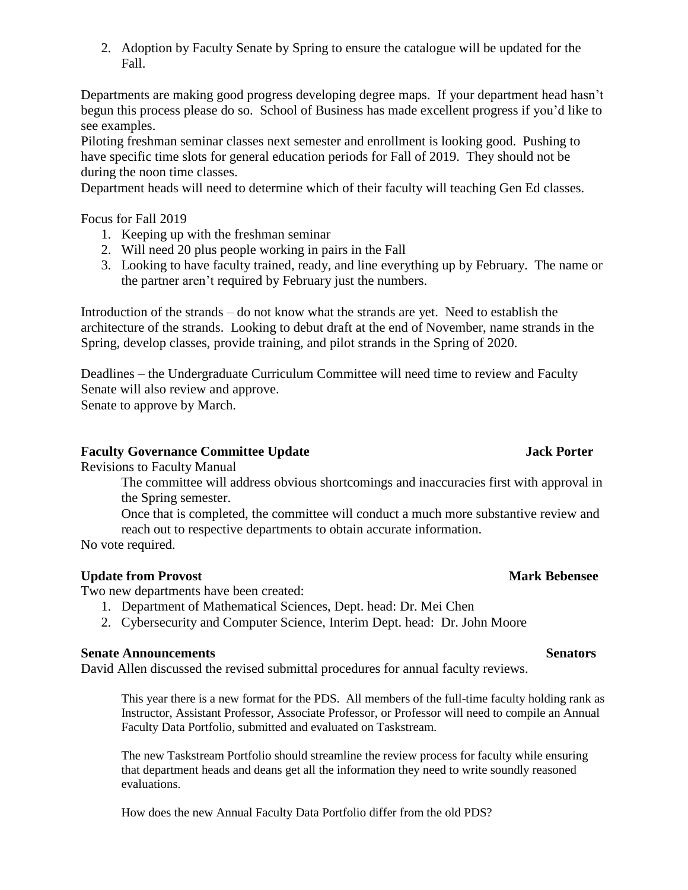2. Adoption by Faculty Senate by Spring to ensure the catalogue will be updated for the Fall.

Departments are making good progress developing degree maps. If your department head hasn't begun this process please do so. School of Business has made excellent progress if you'd like to see examples.
Piloting freshman seminar classes next semester and enrollment is looking good. Pushing to have specific time slots for general education periods for Fall of 2019. They should not be during the noon time classes.
Department heads will need to determine which of their faculty will teaching Gen Ed classes.

Focus for Fall 2019

1. Keeping up with the freshman seminar
2. Will need 20 plus people working in pairs in the Fall
3. Looking to have faculty trained, ready, and line everything up by February. The name or the partner aren't required by February just the numbers.

Introduction of the strands – do not know what the strands are yet. Need to establish the architecture of the strands. Looking to debut draft at the end of November, name strands in the Spring, develop classes, provide training, and pilot strands in the Spring of 2020.

Deadlines – the Undergraduate Curriculum Committee will need time to review and Faculty Senate will also review and approve.
Senate to approve by March.

**Faculty Governance Committee Update** **Jack Porter**

Revisions to Faculty Manual

> The committee will address obvious shortcomings and inaccuracies first with approval in the Spring semester.
>
> Once that is completed, the committee will conduct a much more substantive review and reach out to respective departments to obtain accurate information.

No vote required.

**Update from Provost** **Mark Bebensee**

Two new departments have been created:

1. Department of Mathematical Sciences, Dept. head: Dr. Mei Chen
2. Cybersecurity and Computer Science, Interim Dept. head: Dr. John Moore

**Senate Announcements** **Senators**

David Allen discussed the revised submittal procedures for annual faculty reviews.

> This year there is a new format for the PDS. All members of the full-time faculty holding rank as Instructor, Assistant Professor, Associate Professor, or Professor will need to compile an Annual Faculty Data Portfolio, submitted and evaluated on Taskstream.
>
> The new Taskstream Portfolio should streamline the review process for faculty while ensuring that department heads and deans get all the information they need to write soundly reasoned evaluations.
>
> How does the new Annual Faculty Data Portfolio differ from the old PDS?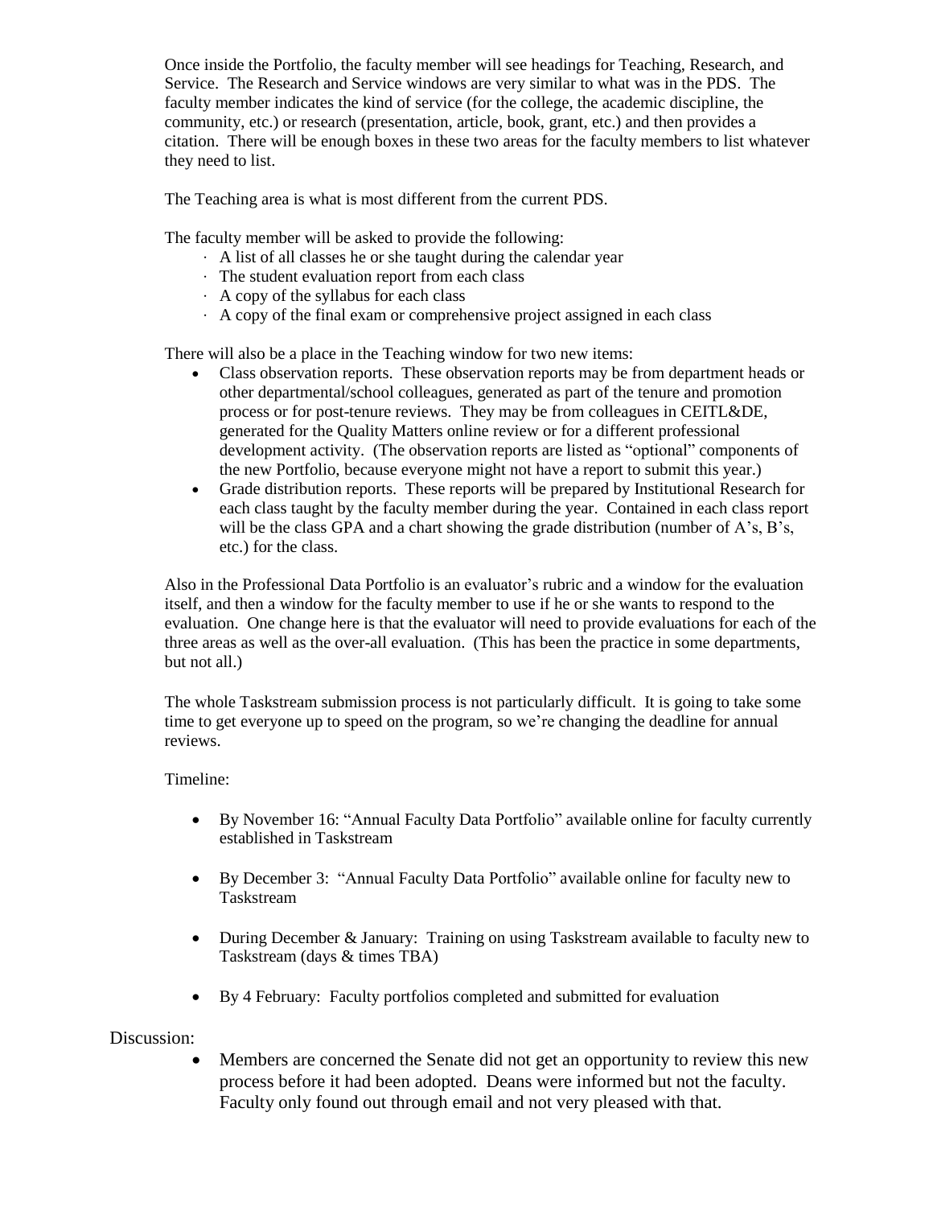Once inside the Portfolio, the faculty member will see headings for Teaching, Research, and Service. The Research and Service windows are very similar to what was in the PDS. The faculty member indicates the kind of service (for the college, the academic discipline, the community, etc.) or research (presentation, article, book, grant, etc.) and then provides a citation. There will be enough boxes in these two areas for the faculty members to list whatever they need to list.

The Teaching area is what is most different from the current PDS.

The faculty member will be asked to provide the following:

- A list of all classes he or she taught during the calendar year
- The student evaluation report from each class
- A copy of the syllabus for each class
- A copy of the final exam or comprehensive project assigned in each class

There will also be a place in the Teaching window for two new items:

- Class observation reports. These observation reports may be from department heads or other departmental/school colleagues, generated as part of the tenure and promotion process or for post-tenure reviews. They may be from colleagues in CEITL&DE, generated for the Quality Matters online review or for a different professional development activity. (The observation reports are listed as "optional" components of the new Portfolio, because everyone might not have a report to submit this year.)
- Grade distribution reports. These reports will be prepared by Institutional Research for each class taught by the faculty member during the year. Contained in each class report will be the class GPA and a chart showing the grade distribution (number of A's, B's, etc.) for the class.

Also in the Professional Data Portfolio is an evaluator's rubric and a window for the evaluation itself, and then a window for the faculty member to use if he or she wants to respond to the evaluation. One change here is that the evaluator will need to provide evaluations for each of the three areas as well as the over-all evaluation. (This has been the practice in some departments, but not all.)

The whole Taskstream submission process is not particularly difficult. It is going to take some time to get everyone up to speed on the program, so we're changing the deadline for annual reviews.

Timeline:

- By November 16: "Annual Faculty Data Portfolio" available online for faculty currently established in Taskstream
- By December 3: "Annual Faculty Data Portfolio" available online for faculty new to Taskstream
- During December & January: Training on using Taskstream available to faculty new to Taskstream (days & times TBA)
- By 4 February: Faculty portfolios completed and submitted for evaluation

Discussion:

- Members are concerned the Senate did not get an opportunity to review this new process before it had been adopted. Deans were informed but not the faculty. Faculty only found out through email and not very pleased with that.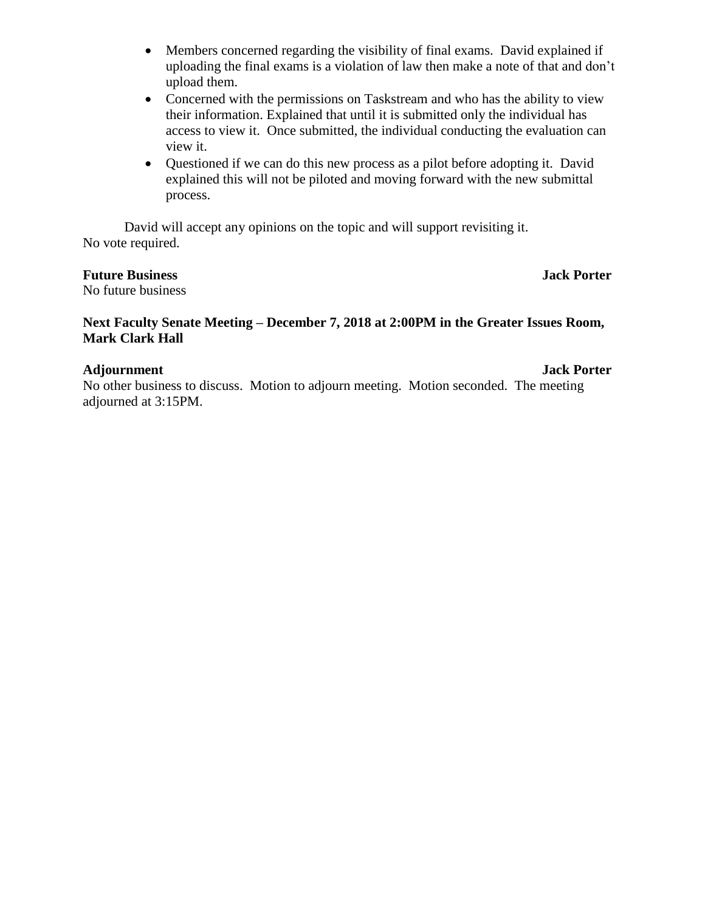- Members concerned regarding the visibility of final exams. David explained if uploading the final exams is a violation of law then make a note of that and don't upload them.
- Concerned with the permissions on Taskstream and who has the ability to view their information. Explained that until it is submitted only the individual has access to view it. Once submitted, the individual conducting the evaluation can view it.
- Questioned if we can do this new process as a pilot before adopting it. David explained this will not be piloted and moving forward with the new submittal process.

David will accept any opinions on the topic and will support revisiting it.
No vote required.

**Future Business** **Jack Porter**
No future business

**Next Faculty Senate Meeting – December 7, 2018 at 2:00PM in the Greater Issues Room, Mark Clark Hall**

**Adjournment** **Jack Porter**
No other business to discuss. Motion to adjourn meeting. Motion seconded. The meeting adjourned at 3:15PM.